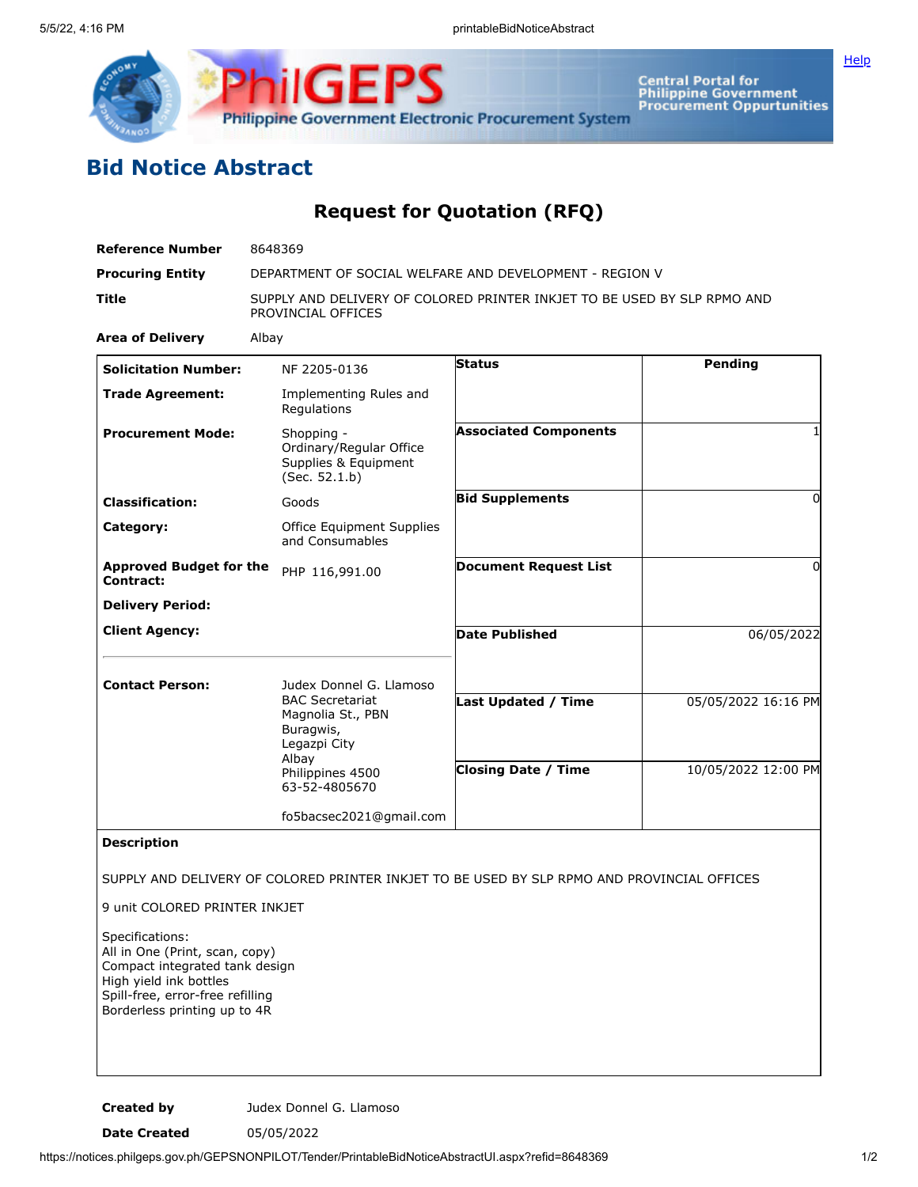# Bid Notice Abstract

## Request for Quotation (RFQ)

| | |
|---|---|
| **Reference Number** | 8648369 |
| **Procuring Entity** | DEPARTMENT OF SOCIAL WELFARE AND DEVELOPMENT - REGION V |
| **Title** | SUPPLY AND DELIVERY OF COLORED PRINTER INKJET TO BE USED BY SLP RPMO AND PROVINCIAL OFFICES |
| **Area of Delivery** | Albay |

| | | | |
|---|---|---|---|
| **Solicitation Number:** | NF 2205-0136 | **Status** | Pending |
| **Trade Agreement:** | Implementing Rules and Regulations | | |
| **Procurement Mode:** | Shopping - Ordinary/Regular Office Supplies & Equipment (Sec. 52.1.b) | **Associated Components** | 1 |
| **Classification:** | Goods | **Bid Supplements** | 0 |
| **Category:** | Office Equipment Supplies and Consumables | | |
| **Approved Budget for the Contract:** | PHP 116,991.00 | **Document Request List** | 0 |
| **Delivery Period:** | | | |
| **Client Agency:** | | **Date Published** | 06/05/2022 |
| **Contact Person:** | Judex Donnel G. Llamoso<br>BAC Secretariat<br>Magnolia St., PBN<br>Buragwis,<br>Legazpi City<br>Albay<br>Philippines 4500<br>63-52-4805670<br><br>fo5bacsec2021@gmail.com | **Last Updated / Time** | 05/05/2022 16:16 PM |
| | | **Closing Date / Time** | 10/05/2022 12:00 PM |

**Description**

SUPPLY AND DELIVERY OF COLORED PRINTER INKJET TO BE USED BY SLP RPMO AND PROVINCIAL OFFICES

9 unit COLORED PRINTER INKJET

Specifications:
All in One (Print, scan, copy)
Compact integrated tank design
High yield ink bottles
Spill-free, error-free refilling
Borderless printing up to 4R

| | |
|---|---|
| **Created by** | Judex Donnel G. Llamoso |
| **Date Created** | 05/05/2022 |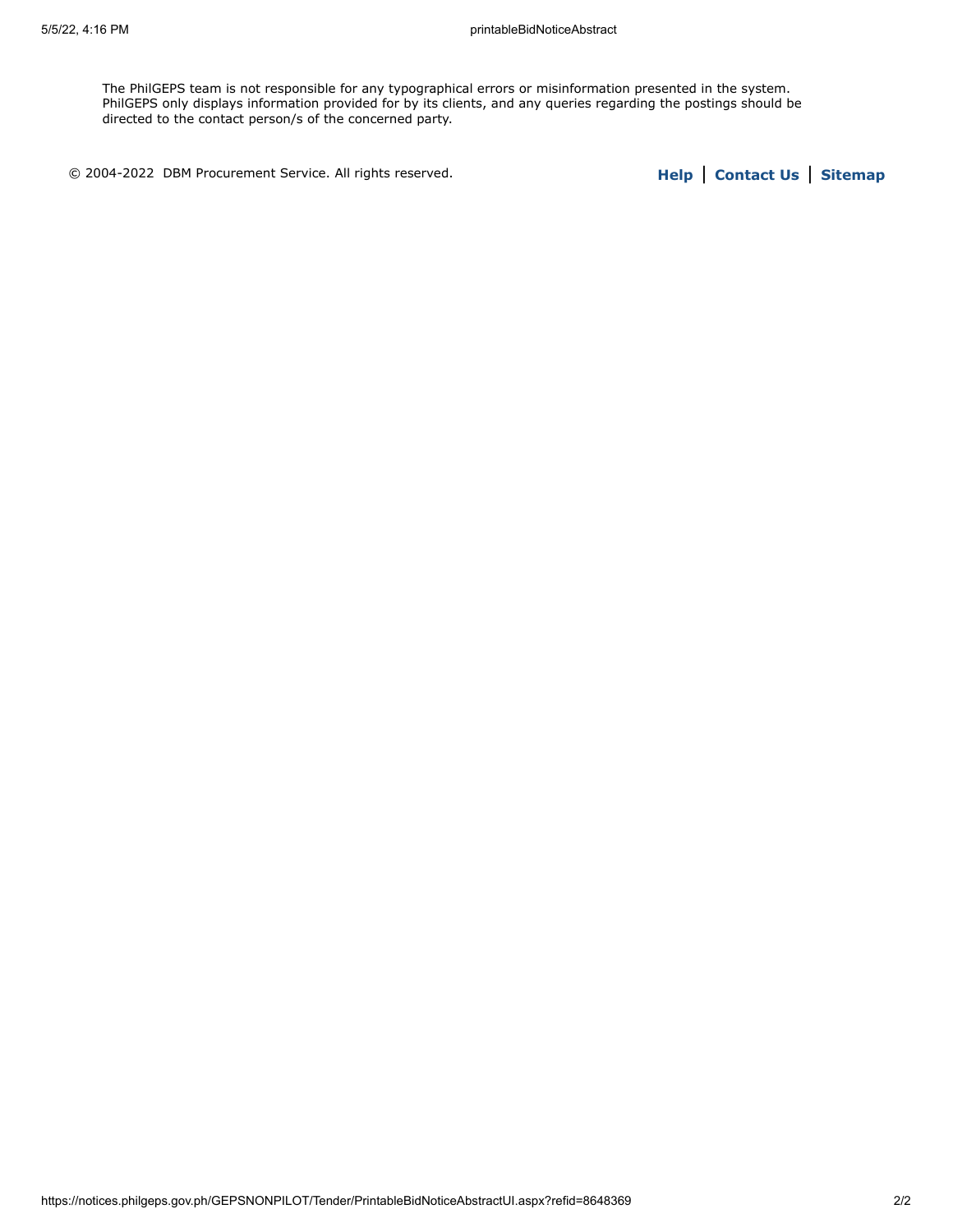The PhilGEPS team is not responsible for any typographical errors or misinformation presented in the system. PhilGEPS only displays information provided for by its clients, and any queries regarding the postings should be directed to the contact person/s of the concerned party.

© 2004-2022 DBM Procurement Service. All rights reserved.

**Help** | **Contact Us** | **Sitemap**